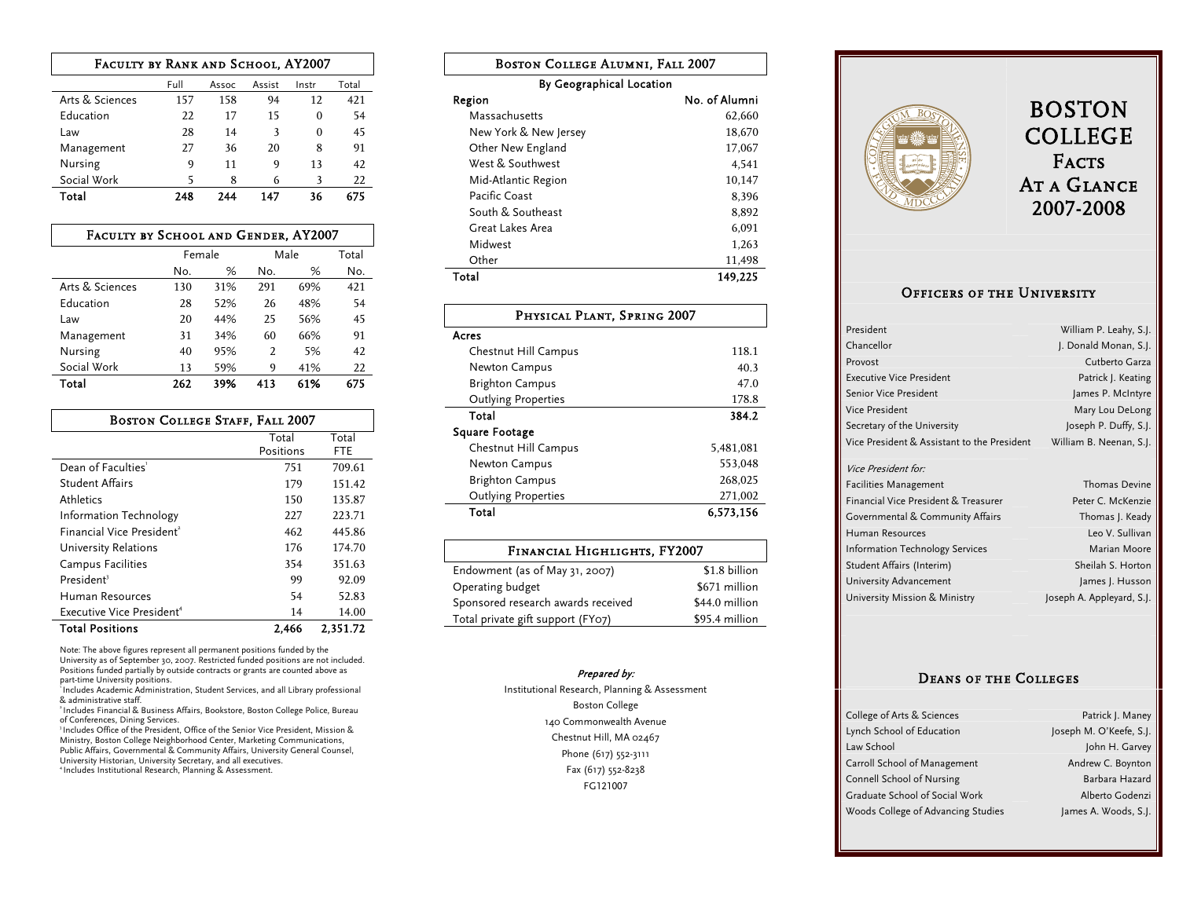# Boston College Facts At a Glance 2007-2008

## Faculty by Rank and School, AY2007

| | Full | Assoc | Assist | Instr | Total |
|---|---|---|---|---|---|
| Arts & Sciences | 157 | 158 | 94 | 12 | 421 |
| Education | 22 | 17 | 15 | 0 | 54 |
| Law | 28 | 14 | 3 | 0 | 45 |
| Management | 27 | 36 | 20 | 8 | 91 |
| Nursing | 9 | 11 | 9 | 13 | 42 |
| Social Work | 5 | 8 | 6 | 3 | 22 |
| **Total** | **248** | **244** | **147** | **36** | **675** |

## Faculty by School and Gender, AY2007

| | Female | | Male | | Total |
|---|---|---|---|---|---|
| | No. | % | No. | % | No. |
| Arts & Sciences | 130 | 31% | 291 | 69% | 421 |
| Education | 28 | 52% | 26 | 48% | 54 |
| Law | 20 | 44% | 25 | 56% | 45 |
| Management | 31 | 34% | 60 | 66% | 91 |
| Nursing | 40 | 95% | 2 | 5% | 42 |
| Social Work | 13 | 59% | 9 | 41% | 22 |
| **Total** | **262** | **39%** | **413** | **61%** | **675** |

## Boston College Staff, Fall 2007

| | Total Positions | Total FTE |
|---|---|---|
| Dean of Faculties[1] | 751 | 709.61 |
| Student Affairs | 179 | 151.42 |
| Athletics | 150 | 135.87 |
| Information Technology | 227 | 223.71 |
| Financial Vice President[2] | 462 | 445.86 |
| University Relations | 176 | 174.70 |
| Campus Facilities | 354 | 351.63 |
| President[3] | 99 | 92.09 |
| Human Resources | 54 | 52.83 |
| Executive Vice President[4] | 14 | 14.00 |
| **Total Positions** | **2,466** | **2,351.72** |

Note: The above figures represent all permanent positions funded by the University as of September 30, 2007. Restricted funded positions are not included. Positions funded partially by outside contracts or grants are counted above as part-time University positions.

[1] Includes Academic Administration, Student Services, and all Library professional & administrative staff.

[2] Includes Financial & Business Affairs, Bookstore, Boston College Police, Bureau of Conferences, Dining Services.

[3] Includes Office of the President, Office of the Senior Vice President, Mission & Ministry, Boston College Neighborhood Center, Marketing Communications, Public Affairs, Governmental & Community Affairs, University General Counsel, University Historian, University Secretary, and all executives.

[4] Includes Institutional Research, Planning & Assessment.

## Boston College Alumni, Fall 2007

By Geographical Location

| Region | No. of Alumni |
|---|---|
| Massachusetts | 62,660 |
| New York & New Jersey | 18,670 |
| Other New England | 17,067 |
| West & Southwest | 4,541 |
| Mid-Atlantic Region | 10,147 |
| Pacific Coast | 8,396 |
| South & Southeast | 8,892 |
| Great Lakes Area | 6,091 |
| Midwest | 1,263 |
| Other | 11,498 |
| **Total** | **149,225** |

## Physical Plant, Spring 2007

| | |
|---|---|
| **Acres** | |
| Chestnut Hill Campus | 118.1 |
| Newton Campus | 40.3 |
| Brighton Campus | 47.0 |
| Outlying Properties | 178.8 |
| **Total** | **384.2** |
| **Square Footage** | |
| Chestnut Hill Campus | 5,481,081 |
| Newton Campus | 553,048 |
| Brighton Campus | 268,025 |
| Outlying Properties | 271,002 |
| **Total** | **6,573,156** |

## Financial Highlights, FY2007

| | |
|---|---|
| Endowment (as of May 31, 2007) | $1.8 billion |
| Operating budget | $671 million |
| Sponsored research awards received | $44.0 million |
| Total private gift support (FY07) | $95.4 million |

*Prepared by:*

Institutional Research, Planning & Assessment
Boston College
140 Commonwealth Avenue
Chestnut Hill, MA 02467
Phone (617) 552-3111
Fax (617) 552-8238
FG121007

## Officers of the University

| | |
|---|---|
| President | William P. Leahy, S.J. |
| Chancellor | J. Donald Monan, S.J. |
| Provost | Cutberto Garza |
| Executive Vice President | Patrick J. Keating |
| Senior Vice President | James P. McIntyre |
| Vice President | Mary Lou DeLong |
| Secretary of the University | Joseph P. Duffy, S.J. |
| Vice President & Assistant to the President | William B. Neenan, S.J. |
| *Vice President for:* | |
| Facilities Management | Thomas Devine |
| Financial Vice President & Treasurer | Peter C. McKenzie |
| Governmental & Community Affairs | Thomas J. Keady |
| Human Resources | Leo V. Sullivan |
| Information Technology Services | Marian Moore |
| Student Affairs (Interim) | Sheilah S. Horton |
| University Advancement | James J. Husson |
| University Mission & Ministry | Joseph A. Appleyard, S.J. |

## Deans of the Colleges

| | |
|---|---|
| College of Arts & Sciences | Patrick J. Maney |
| Lynch School of Education | Joseph M. O'Keefe, S.J. |
| Law School | John H. Garvey |
| Carroll School of Management | Andrew C. Boynton |
| Connell School of Nursing | Barbara Hazard |
| Graduate School of Social Work | Alberto Godenzi |
| Woods College of Advancing Studies | James A. Woods, S.J. |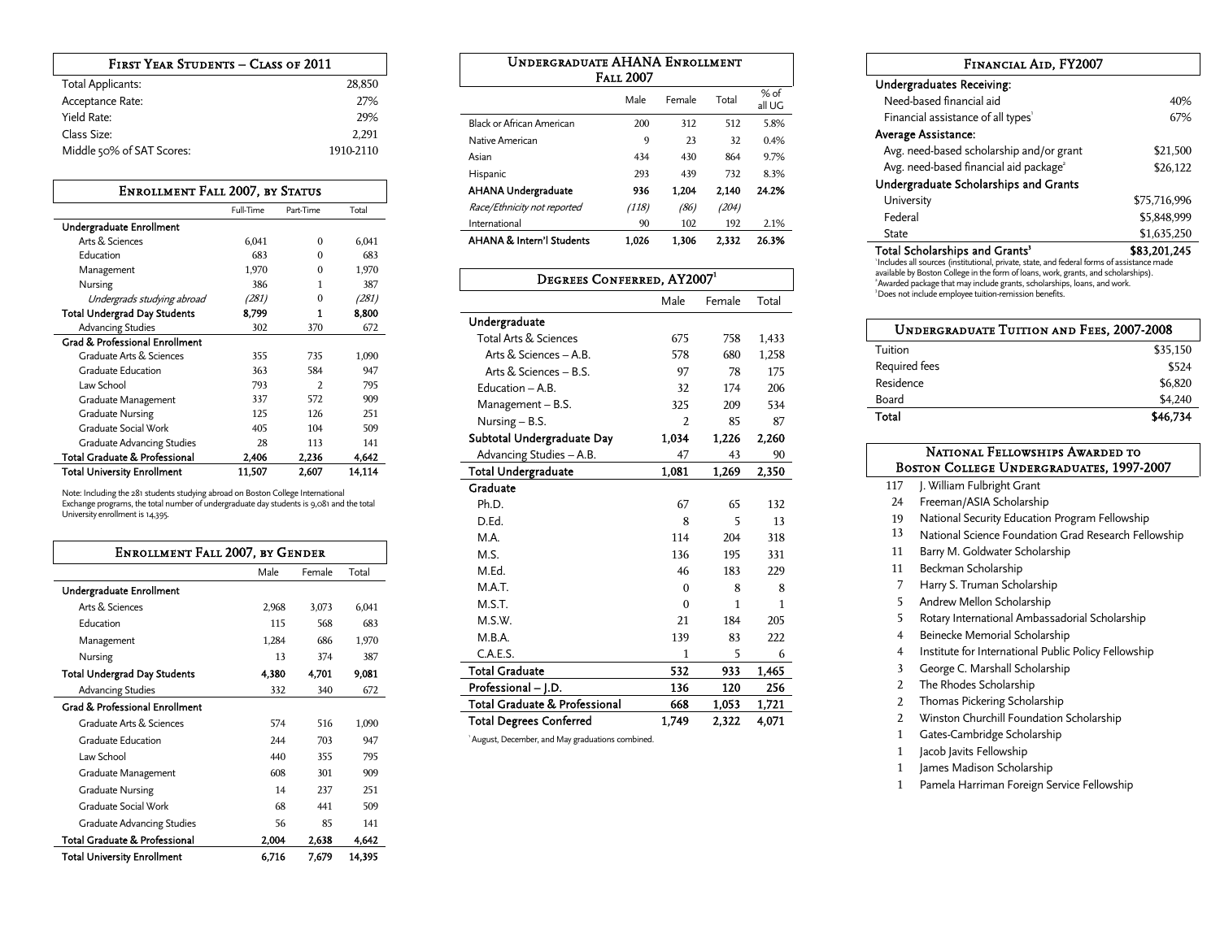## First Year Students – Class of 2011

| | |
|---|---|
| Total Applicants: | 28,850 |
| Acceptance Rate: | 27% |
| Yield Rate: | 29% |
| Class Size: | 2,291 |
| Middle 50% of SAT Scores: | 1910-2110 |

## Enrollment Fall 2007, by Status

| | Full-Time | Part-Time | Total |
|---|---|---|---|
| **Undergraduate Enrollment** | | | |
| Arts & Sciences | 6,041 | 0 | 6,041 |
| Education | 683 | 0 | 683 |
| Management | 1,970 | 0 | 1,970 |
| Nursing | 386 | 1 | 387 |
| *Undergrads studying abroad* | (281) | 0 | (281) |
| **Total Undergrad Day Students** | **8,799** | **1** | **8,800** |
| Advancing Studies | 302 | 370 | 672 |
| **Grad & Professional Enrollment** | | | |
| Graduate Arts & Sciences | 355 | 735 | 1,090 |
| Graduate Education | 363 | 584 | 947 |
| Law School | 793 | 2 | 795 |
| Graduate Management | 337 | 572 | 909 |
| Graduate Nursing | 125 | 126 | 251 |
| Graduate Social Work | 405 | 104 | 509 |
| Graduate Advancing Studies | 28 | 113 | 141 |
| **Total Graduate & Professional** | **2,406** | **2,236** | **4,642** |
| **Total University Enrollment** | **11,507** | **2,607** | **14,114** |

Note: Including the 281 students studying abroad on Boston College International Exchange programs, the total number of undergraduate day students is 9,081 and the total University enrollment is 14,395.

## Enrollment Fall 2007, by Gender

| | Male | Female | Total |
|---|---|---|---|
| **Undergraduate Enrollment** | | | |
| Arts & Sciences | 2,968 | 3,073 | 6,041 |
| Education | 115 | 568 | 683 |
| Management | 1,284 | 686 | 1,970 |
| Nursing | 13 | 374 | 387 |
| **Total Undergrad Day Students** | **4,380** | **4,701** | **9,081** |
| Advancing Studies | 332 | 340 | 672 |
| **Grad & Professional Enrollment** | | | |
| Graduate Arts & Sciences | 574 | 516 | 1,090 |
| Graduate Education | 244 | 703 | 947 |
| Law School | 440 | 355 | 795 |
| Graduate Management | 608 | 301 | 909 |
| Graduate Nursing | 14 | 237 | 251 |
| Graduate Social Work | 68 | 441 | 509 |
| Graduate Advancing Studies | 56 | 85 | 141 |
| **Total Graduate & Professional** | **2,004** | **2,638** | **4,642** |
| **Total University Enrollment** | **6,716** | **7,679** | **14,395** |

## Undergraduate AHANA Enrollment Fall 2007

| | Male | Female | Total | % of all UG |
|---|---|---|---|---|
| Black or African American | 200 | 312 | 512 | 5.8% |
| Native American | 9 | 23 | 32 | 0.4% |
| Asian | 434 | 430 | 864 | 9.7% |
| Hispanic | 293 | 439 | 732 | 8.3% |
| **AHANA Undergraduate** | **936** | **1,204** | **2,140** | **24.2%** |
| *Race/Ethnicity not reported* | *(118)* | *(86)* | *(204)* | |
| International | 90 | 102 | 192 | 2.1% |
| **AHANA & Intern'l Students** | **1,026** | **1,306** | **2,332** | **26.3%** |

## Degrees Conferred, AY2007[1]

| | Male | Female | Total |
|---|---|---|---|
| **Undergraduate** | | | |
| Total Arts & Sciences | 675 | 758 | 1,433 |
| Arts & Sciences – A.B. | 578 | 680 | 1,258 |
| Arts & Sciences – B.S. | 97 | 78 | 175 |
| Education – A.B. | 32 | 174 | 206 |
| Management – B.S. | 325 | 209 | 534 |
| Nursing – B.S. | 2 | 85 | 87 |
| **Subtotal Undergraduate Day** | **1,034** | **1,226** | **2,260** |
| Advancing Studies – A.B. | 47 | 43 | 90 |
| **Total Undergraduate** | **1,081** | **1,269** | **2,350** |
| **Graduate** | | | |
| Ph.D. | 67 | 65 | 132 |
| D.Ed. | 8 | 5 | 13 |
| M.A. | 114 | 204 | 318 |
| M.S. | 136 | 195 | 331 |
| M.Ed. | 46 | 183 | 229 |
| M.A.T. | 0 | 8 | 8 |
| M.S.T. | 0 | 1 | 1 |
| M.S.W. | 21 | 184 | 205 |
| M.B.A. | 139 | 83 | 222 |
| C.A.E.S. | 1 | 5 | 6 |
| **Total Graduate** | **532** | **933** | **1,465** |
| **Professional – J.D.** | **136** | **120** | **256** |
| **Total Graduate & Professional** | **668** | **1,053** | **1,721** |
| **Total Degrees Conferred** | **1,749** | **2,322** | **4,071** |

[1] August, December, and May graduations combined.

## Financial Aid, FY2007

| | |
|---|---|
| **Undergraduates Receiving:** | |
| Need-based financial aid | 40% |
| Financial assistance of all types[1] | 67% |
| **Average Assistance:** | |
| Avg. need-based scholarship and/or grant | $21,500 |
| Avg. need-based financial aid package[2] | $26,122 |
| **Undergraduate Scholarships and Grants** | |
| University | $75,716,996 |
| Federal | $5,848,999 |
| State | $1,635,250 |
| **Total Scholarships and Grants[3]** | **$83,201,245** |

[1] Includes all sources (institutional, private, state, and federal forms of assistance made available by Boston College in the form of loans, work, grants, and scholarships).
[2] Awarded package that may include grants, scholarships, loans, and work.
[3] Does not include employee tuition-remission benefits.

## Undergraduate Tuition and Fees, 2007-2008

| | |
|---|---|
| Tuition | $35,150 |
| Required fees | $524 |
| Residence | $6,820 |
| Board | $4,240 |
| **Total** | **$46,734** |

## National Fellowships Awarded to Boston College Undergraduates, 1997-2007

| | |
|---|---|
| 117 | J. William Fulbright Grant |
| 24 | Freeman/ASIA Scholarship |
| 19 | National Security Education Program Fellowship |
| 13 | National Science Foundation Grad Research Fellowship |
| 11 | Barry M. Goldwater Scholarship |
| 11 | Beckman Scholarship |
| 7 | Harry S. Truman Scholarship |
| 5 | Andrew Mellon Scholarship |
| 5 | Rotary International Ambassadorial Scholarship |
| 4 | Beinecke Memorial Scholarship |
| 4 | Institute for International Public Policy Fellowship |
| 3 | George C. Marshall Scholarship |
| 2 | The Rhodes Scholarship |
| 2 | Thomas Pickering Scholarship |
| 2 | Winston Churchill Foundation Scholarship |
| 1 | Gates-Cambridge Scholarship |
| 1 | Jacob Javits Fellowship |
| 1 | James Madison Scholarship |
| 1 | Pamela Harriman Foreign Service Fellowship |